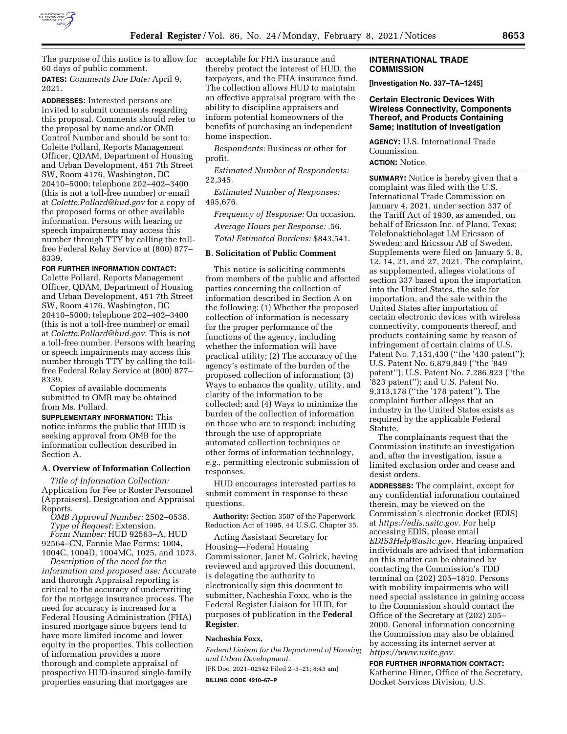The purpose of this notice is to allow for 60 days of public comment.

**DATES:** *Comments Due Date:* April 9, 2021.

**ADDRESSES:** Interested persons are invited to submit comments regarding this proposal. Comments should refer to the proposal by name and/or OMB Control Number and should be sent to: Colette Pollard, Reports Management Officer, QDAM, Department of Housing and Urban Development, 451 7th Street SW, Room 4176, Washington, DC 20410–5000; telephone 202–402–3400 (this is not a toll-free number) or email at *Colette.Pollard@hud.gov* for a copy of the proposed forms or other available information. Persons with hearing or speech impairments may access this number through TTY by calling the toll-free Federal Relay Service at (800) 877–8339.

**FOR FURTHER INFORMATION CONTACT:** Colette Pollard, Reports Management Officer, QDAM, Department of Housing and Urban Development, 451 7th Street SW, Room 4176, Washington, DC 20410–5000; telephone 202–402–3400 (this is not a toll-free number) or email at *Colette.Pollard@hud.gov*. This is not a toll-free number. Persons with hearing or speech impairments may access this number through TTY by calling the toll-free Federal Relay Service at (800) 877–8339.

Copies of available documents submitted to OMB may be obtained from Ms. Pollard.

**SUPPLEMENTARY INFORMATION:** This notice informs the public that HUD is seeking approval from OMB for the information collection described in Section A.

## A. Overview of Information Collection

*Title of Information Collection:* Application for Fee or Roster Personnel (Appraisers). Designation and Appraisal Reports.

*OMB Approval Number:* 2502–0538.

*Type of Request:* Extension.

*Form Number:* HUD 92563–A, HUD 92564–CN, Fannie Mae Forms: 1004, 1004C, 1004D, 1004MC, 1025, and 1073.

*Description of the need for the information and proposed use:* Accurate and thorough Appraisal reporting is critical to the accuracy of underwriting for the mortgage insurance process. The need for accuracy is increased for a Federal Housing Administration (FHA) insured mortgage since buyers tend to have more limited income and lower equity in the properties. This collection of information provides a more thorough and complete appraisal of prospective HUD-insured single-family properties ensuring that mortgages are acceptable for FHA insurance and thereby protect the interest of HUD, the taxpayers, and the FHA insurance fund. The collection allows HUD to maintain an effective appraisal program with the ability to discipline appraisers and inform potential homeowners of the benefits of purchasing an independent home inspection.

*Respondents:* Business or other for profit.

*Estimated Number of Respondents:* 22,345.

*Estimated Number of Responses:* 495,676.

*Frequency of Response:* On occasion.

*Average Hours per Response:* .56.

*Total Estimated Burdens:* $843,541.

## B. Solicitation of Public Comment

This notice is soliciting comments from members of the public and affected parties concerning the collection of information described in Section A on the following: (1) Whether the proposed collection of information is necessary for the proper performance of the functions of the agency, including whether the information will have practical utility; (2) The accuracy of the agency's estimate of the burden of the proposed collection of information; (3) Ways to enhance the quality, utility, and clarity of the information to be collected; and (4) Ways to minimize the burden of the collection of information on those who are to respond; including through the use of appropriate automated collection techniques or other forms of information technology, *e.g.,* permitting electronic submission of responses.

HUD encourages interested parties to submit comment in response to these questions.

**Authority:** Section 3507 of the Paperwork Reduction Act of 1995, 44 U.S.C. Chapter 35.

Acting Assistant Secretary for Housing—Federal Housing Commissioner, Janet M. Golrick, having reviewed and approved this document, is delegating the authority to electronically sign this document to submitter, Nacheshia Foxx, who is the Federal Register Liaison for HUD, for purposes of publication in the **Federal Register**.

**Nacheshia Foxx,**

*Federal Liaison for the Department of Housing and Urban Development.*

[FR Doc. 2021–02542 Filed 2–5–21; 8:45 am]

**BILLING CODE 4210–67–P**

## INTERNATIONAL TRADE COMMISSION

**[Investigation No. 337–TA–1245]**

### Certain Electronic Devices With Wireless Connectivity, Components Thereof, and Products Containing Same; Institution of Investigation

**AGENCY:** U.S. International Trade Commission.

**ACTION:** Notice.

**SUMMARY:** Notice is hereby given that a complaint was filed with the U.S. International Trade Commission on January 4, 2021, under section 337 of the Tariff Act of 1930, as amended, on behalf of Ericsson Inc. of Plano, Texas; Telefonaktiebolaget LM Ericsson of Sweden; and Ericsson AB of Sweden. Supplements were filed on January 5, 8, 12, 14, 21, and 27, 2021. The complaint, as supplemented, alleges violations of section 337 based upon the importation into the United States, the sale for importation, and the sale within the United States after importation of certain electronic devices with wireless connectivity, components thereof, and products containing same by reason of infringement of certain claims of U.S. Patent No. 7,151,430 (''the '430 patent''); U.S. Patent No. 6,879,849 (''the '849 patent''); U.S. Patent No. 7,286,823 (''the '823 patent''); and U.S. Patent No. 9,313,178 (''the '178 patent''). The complaint further alleges that an industry in the United States exists as required by the applicable Federal Statute.

The complainants request that the Commission institute an investigation and, after the investigation, issue a limited exclusion order and cease and desist orders.

**ADDRESSES:** The complaint, except for any confidential information contained therein, may be viewed on the Commission's electronic docket (EDIS) at *https://edis.usitc.gov.* For help accessing EDIS, please email *EDIS3Help@usitc.gov.* Hearing impaired individuals are advised that information on this matter can be obtained by contacting the Commission's TDD terminal on (202) 205–1810. Persons with mobility impairments who will need special assistance in gaining access to the Commission should contact the Office of the Secretary at (202) 205–2000. General information concerning the Commission may also be obtained by accessing its internet server at *https://www.usitc.gov.*

**FOR FURTHER INFORMATION CONTACT:** Katherine Hiner, Office of the Secretary, Docket Services Division, U.S.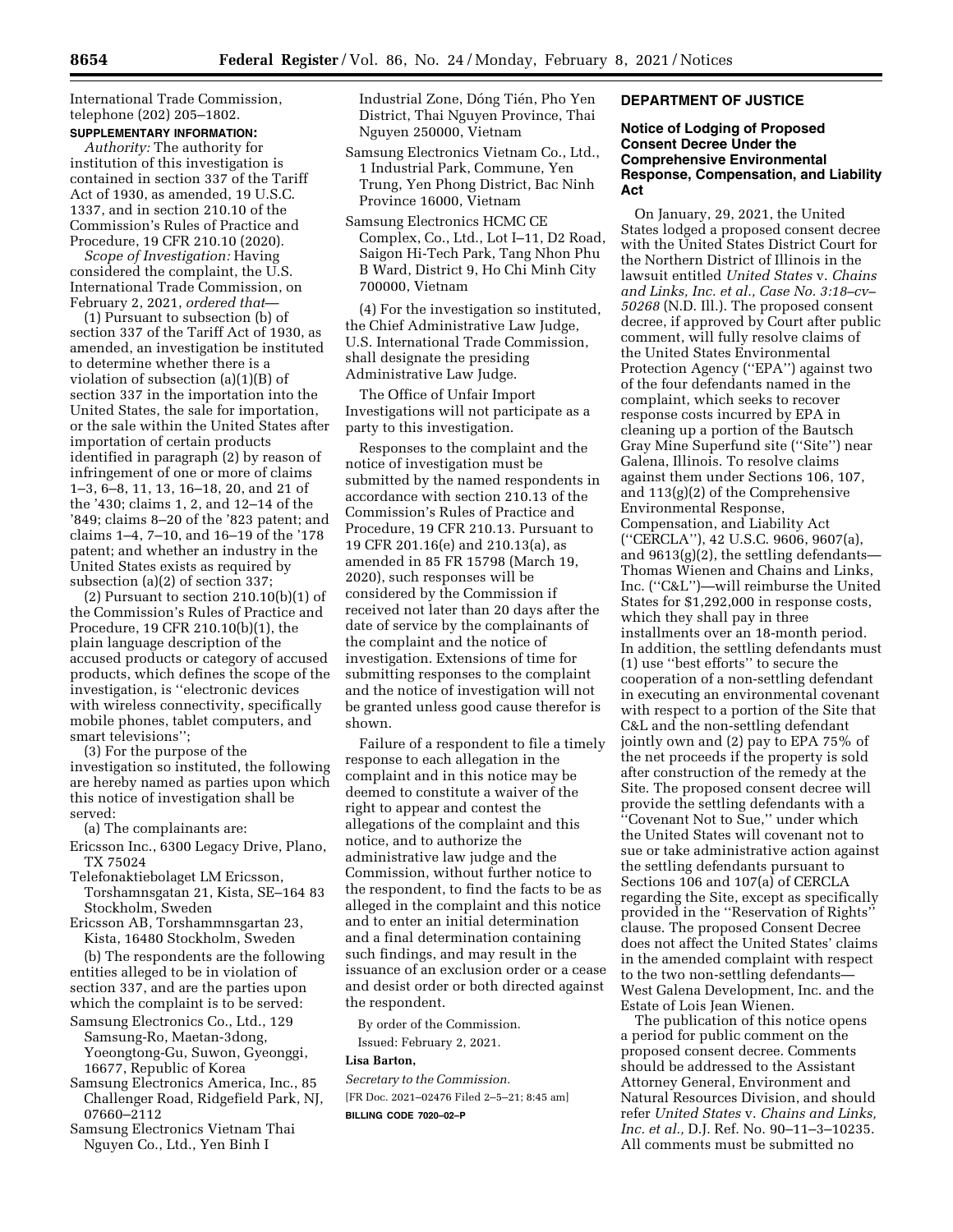International Trade Commission, telephone (202) 205–1802.

**SUPPLEMENTARY INFORMATION:**

*Authority:* The authority for institution of this investigation is contained in section 337 of the Tariff Act of 1930, as amended, 19 U.S.C. 1337, and in section 210.10 of the Commission's Rules of Practice and Procedure, 19 CFR 210.10 (2020).

*Scope of Investigation:* Having considered the complaint, the U.S. International Trade Commission, on February 2, 2021, *ordered that*—

(1) Pursuant to subsection (b) of section 337 of the Tariff Act of 1930, as amended, an investigation be instituted to determine whether there is a violation of subsection (a)(1)(B) of section 337 in the importation into the United States, the sale for importation, or the sale within the United States after importation of certain products identified in paragraph (2) by reason of infringement of one or more of claims 1–3, 6–8, 11, 13, 16–18, 20, and 21 of the '430; claims 1, 2, and 12–14 of the '849; claims 8–20 of the '823 patent; and claims 1–4, 7–10, and 16–19 of the '178 patent; and whether an industry in the United States exists as required by subsection (a)(2) of section 337;

(2) Pursuant to section 210.10(b)(1) of the Commission's Rules of Practice and Procedure, 19 CFR 210.10(b)(1), the plain language description of the accused products or category of accused products, which defines the scope of the investigation, is ''electronic devices with wireless connectivity, specifically mobile phones, tablet computers, and smart televisions'';

(3) For the purpose of the investigation so instituted, the following are hereby named as parties upon which this notice of investigation shall be served:

(a) The complainants are:

Ericsson Inc., 6300 Legacy Drive, Plano, TX 75024

Telefonaktiebolaget LM Ericsson, Torshamnsgatan 21, Kista, SE–164 83 Stockholm, Sweden

Ericsson AB, Torshammnsgartan 23, Kista, 16480 Stockholm, Sweden

(b) The respondents are the following entities alleged to be in violation of section 337, and are the parties upon which the complaint is to be served:

Samsung Electronics Co., Ltd., 129 Samsung-Ro, Maetan-3dong, Yoeongtong-Gu, Suwon, Gyeonggi, 16677, Republic of Korea

Samsung Electronics America, Inc., 85 Challenger Road, Ridgefield Park, NJ, 07660–2112

Samsung Electronics Vietnam Thai Nguyen Co., Ltd., Yen Binh I Industrial Zone, Dóng Tiên, Pho Yen District, Thai Nguyen Province, Thai Nguyen 250000, Vietnam

Samsung Electronics Vietnam Co., Ltd., 1 Industrial Park, Commune, Yen Trung, Yen Phong District, Bac Ninh Province 16000, Vietnam

Samsung Electronics HCMC CE Complex, Co., Ltd., Lot I–11, D2 Road, Saigon Hi-Tech Park, Tang Nhon Phu B Ward, District 9, Ho Chi Minh City 700000, Vietnam

(4) For the investigation so instituted, the Chief Administrative Law Judge, U.S. International Trade Commission, shall designate the presiding Administrative Law Judge.

The Office of Unfair Import Investigations will not participate as a party to this investigation.

Responses to the complaint and the notice of investigation must be submitted by the named respondents in accordance with section 210.13 of the Commission's Rules of Practice and Procedure, 19 CFR 210.13. Pursuant to 19 CFR 201.16(e) and 210.13(a), as amended in 85 FR 15798 (March 19, 2020), such responses will be considered by the Commission if received not later than 20 days after the date of service by the complainants of the complaint and the notice of investigation. Extensions of time for submitting responses to the complaint and the notice of investigation will not be granted unless good cause therefor is shown.

Failure of a respondent to file a timely response to each allegation in the complaint and in this notice may be deemed to constitute a waiver of the right to appear and contest the allegations of the complaint and this notice, and to authorize the administrative law judge and the Commission, without further notice to the respondent, to find the facts to be as alleged in the complaint and this notice and to enter an initial determination and a final determination containing such findings, and may result in the issuance of an exclusion order or a cease and desist order or both directed against the respondent.

By order of the Commission.

Issued: February 2, 2021.

**Lisa Barton,**

*Secretary to the Commission.*

[FR Doc. 2021–02476 Filed 2–5–21; 8:45 am]

**BILLING CODE 7020–02–P**

## DEPARTMENT OF JUSTICE

### Notice of Lodging of Proposed Consent Decree Under the Comprehensive Environmental Response, Compensation, and Liability Act

On January, 29, 2021, the United States lodged a proposed consent decree with the United States District Court for the Northern District of Illinois in the lawsuit entitled *United States* v. *Chains and Links, Inc. et al., Case No. 3:18–cv–50268* (N.D. Ill.). The proposed consent decree, if approved by Court after public comment, will fully resolve claims of the United States Environmental Protection Agency (''EPA'') against two of the four defendants named in the complaint, which seeks to recover response costs incurred by EPA in cleaning up a portion of the Bautsch Gray Mine Superfund site (''Site'') near Galena, Illinois. To resolve claims against them under Sections 106, 107, and 113(g)(2) of the Comprehensive Environmental Response, Compensation, and Liability Act (''CERCLA''), 42 U.S.C. 9606, 9607(a), and 9613(g)(2), the settling defendants—Thomas Wienen and Chains and Links, Inc. (''C&L'')—will reimburse the United States for $1,292,000 in response costs, which they shall pay in three installments over an 18-month period. In addition, the settling defendants must (1) use ''best efforts'' to secure the cooperation of a non-settling defendant in executing an environmental covenant with respect to a portion of the Site that C&L and the non-settling defendant jointly own and (2) pay to EPA 75% of the net proceeds if the property is sold after construction of the remedy at the Site. The proposed consent decree will provide the settling defendants with a ''Covenant Not to Sue,'' under which the United States will covenant not to sue or take administrative action against the settling defendants pursuant to Sections 106 and 107(a) of CERCLA regarding the Site, except as specifically provided in the ''Reservation of Rights'' clause. The proposed Consent Decree does not affect the United States' claims in the amended complaint with respect to the two non-settling defendants—West Galena Development, Inc. and the Estate of Lois Jean Wienen.

The publication of this notice opens a period for public comment on the proposed consent decree. Comments should be addressed to the Assistant Attorney General, Environment and Natural Resources Division, and should refer *United States* v. *Chains and Links, Inc. et al.,* D.J. Ref. No. 90–11–3–10235. All comments must be submitted no